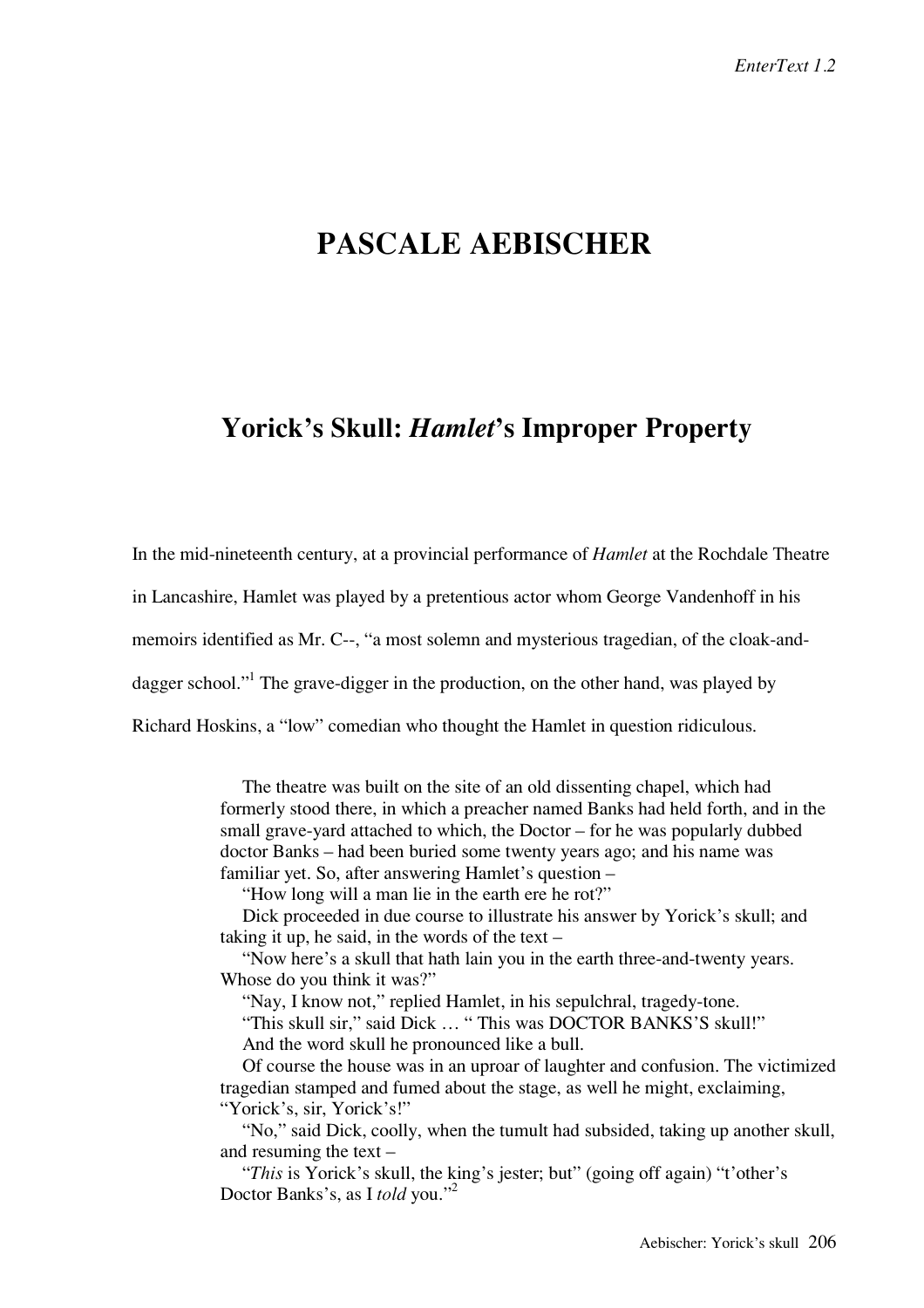# PASCALE AEBISCHER

## Yorick's Skull: *Hamlet*'s Improper Property

In the mid-nineteenth century, at a provincial performance of *Hamlet* at the Rochdale Theatre in Lancashire, Hamlet was played by a pretentious actor whom George Vandenhoff in his memoirs identified as Mr. C--, "a most solemn and mysterious tragedian, of the cloak-and-dagger school."[1] The grave-digger in the production, on the other hand, was played by Richard Hoskins, a "low" comedian who thought the Hamlet in question ridiculous.

> The theatre was built on the site of an old dissenting chapel, which had formerly stood there, in which a preacher named Banks had held forth, and in the small grave-yard attached to which, the Doctor – for he was popularly dubbed doctor Banks – had been buried some twenty years ago; and his name was familiar yet. So, after answering Hamlet's question –
>
> "How long will a man lie in the earth ere he rot?"
>
> Dick proceeded in due course to illustrate his answer by Yorick's skull; and taking it up, he said, in the words of the text –
>
> "Now here's a skull that hath lain you in the earth three-and-twenty years. Whose do you think it was?"
>
> "Nay, I know not," replied Hamlet, in his sepulchral, tragedy-tone.
>
> "This skull sir," said Dick … " This was DOCTOR BANKS'S skull!"
>
> And the word skull he pronounced like a bull.
>
> Of course the house was in an uproar of laughter and confusion. The victimized tragedian stamped and fumed about the stage, as well he might, exclaiming, "Yorick's, sir, Yorick's!"
>
> "No," said Dick, coolly, when the tumult had subsided, taking up another skull, and resuming the text –
>
> "*This* is Yorick's skull, the king's jester; but" (going off again) "t'other's Doctor Banks's, as I *told* you."[2]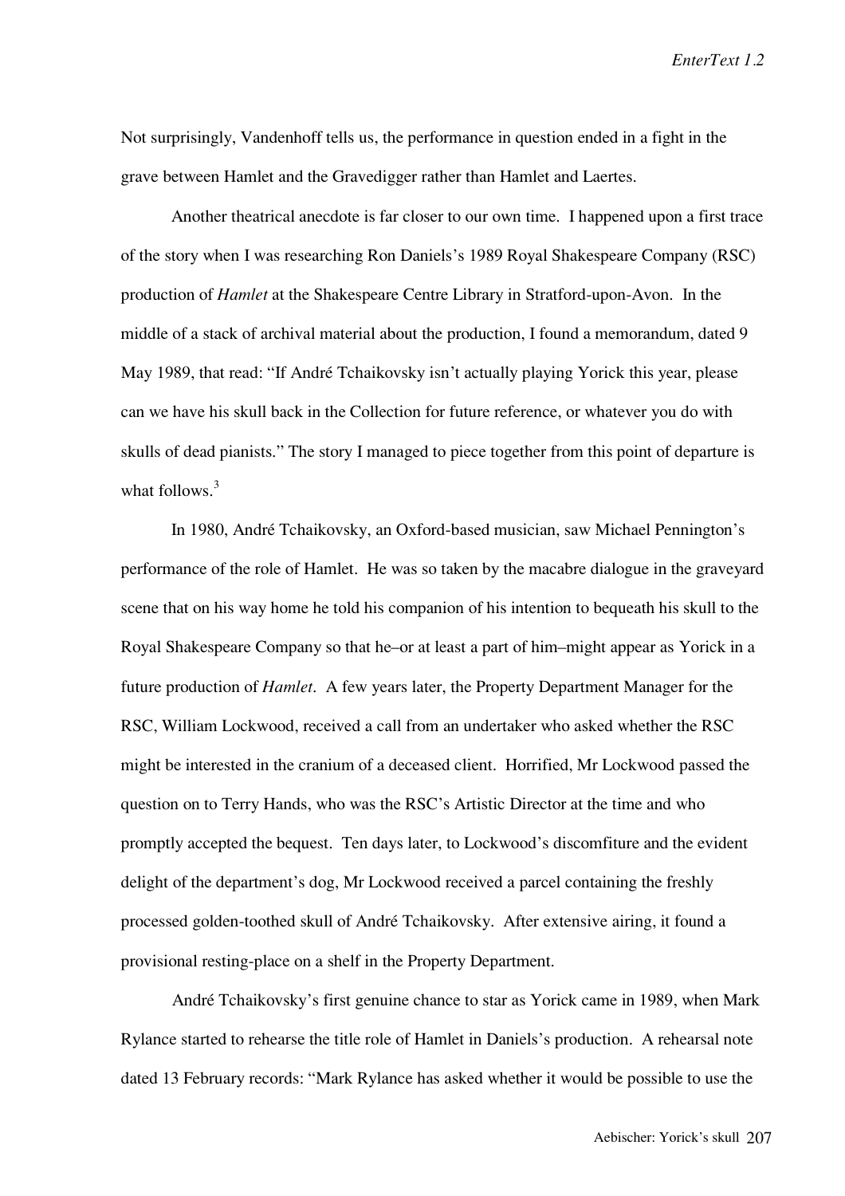Not surprisingly, Vandenhoff tells us, the performance in question ended in a fight in the grave between Hamlet and the Gravedigger rather than Hamlet and Laertes.

Another theatrical anecdote is far closer to our own time. I happened upon a first trace of the story when I was researching Ron Daniels's 1989 Royal Shakespeare Company (RSC) production of *Hamlet* at the Shakespeare Centre Library in Stratford-upon-Avon. In the middle of a stack of archival material about the production, I found a memorandum, dated 9 May 1989, that read: "If André Tchaikovsky isn't actually playing Yorick this year, please can we have his skull back in the Collection for future reference, or whatever you do with skulls of dead pianists." The story I managed to piece together from this point of departure is what follows.[3]

In 1980, André Tchaikovsky, an Oxford-based musician, saw Michael Pennington's performance of the role of Hamlet. He was so taken by the macabre dialogue in the graveyard scene that on his way home he told his companion of his intention to bequeath his skull to the Royal Shakespeare Company so that he–or at least a part of him–might appear as Yorick in a future production of *Hamlet*. A few years later, the Property Department Manager for the RSC, William Lockwood, received a call from an undertaker who asked whether the RSC might be interested in the cranium of a deceased client. Horrified, Mr Lockwood passed the question on to Terry Hands, who was the RSC's Artistic Director at the time and who promptly accepted the bequest. Ten days later, to Lockwood's discomfiture and the evident delight of the department's dog, Mr Lockwood received a parcel containing the freshly processed golden-toothed skull of André Tchaikovsky. After extensive airing, it found a provisional resting-place on a shelf in the Property Department.

André Tchaikovsky's first genuine chance to star as Yorick came in 1989, when Mark Rylance started to rehearse the title role of Hamlet in Daniels's production. A rehearsal note dated 13 February records: "Mark Rylance has asked whether it would be possible to use the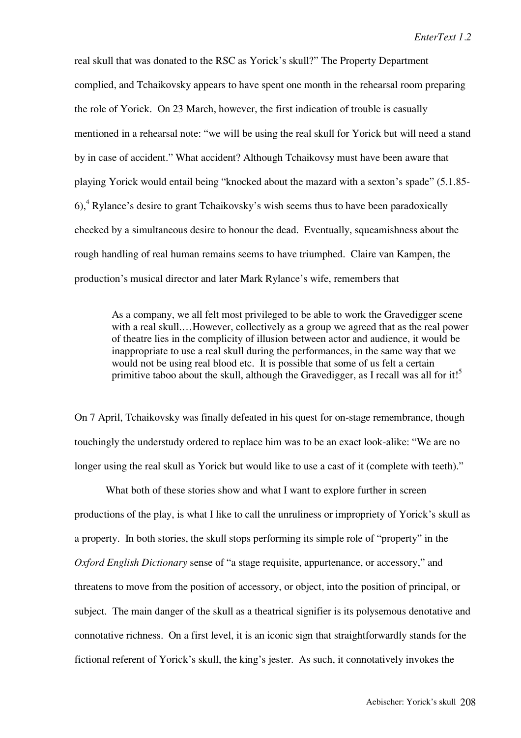real skull that was donated to the RSC as Yorick's skull?" The Property Department complied, and Tchaikovsky appears to have spent one month in the rehearsal room preparing the role of Yorick. On 23 March, however, the first indication of trouble is casually mentioned in a rehearsal note: "we will be using the real skull for Yorick but will need a stand by in case of accident." What accident? Although Tchaikovsy must have been aware that playing Yorick would entail being "knocked about the mazard with a sexton's spade" (5.1.85-6),[4] Rylance's desire to grant Tchaikovsky's wish seems thus to have been paradoxically checked by a simultaneous desire to honour the dead. Eventually, squeamishness about the rough handling of real human remains seems to have triumphed. Claire van Kampen, the production's musical director and later Mark Rylance's wife, remembers that

> As a company, we all felt most privileged to be able to work the Gravedigger scene with a real skull.…However, collectively as a group we agreed that as the real power of theatre lies in the complicity of illusion between actor and audience, it would be inappropriate to use a real skull during the performances, in the same way that we would not be using real blood etc. It is possible that some of us felt a certain primitive taboo about the skull, although the Gravedigger, as I recall was all for it![5]

On 7 April, Tchaikovsky was finally defeated in his quest for on-stage remembrance, though touchingly the understudy ordered to replace him was to be an exact look-alike: "We are no longer using the real skull as Yorick but would like to use a cast of it (complete with teeth)."

What both of these stories show and what I want to explore further in screen productions of the play, is what I like to call the unruliness or impropriety of Yorick's skull as a property. In both stories, the skull stops performing its simple role of "property" in the *Oxford English Dictionary* sense of "a stage requisite, appurtenance, or accessory," and threatens to move from the position of accessory, or object, into the position of principal, or subject. The main danger of the skull as a theatrical signifier is its polysemous denotative and connotative richness. On a first level, it is an iconic sign that straightforwardly stands for the fictional referent of Yorick's skull, the king's jester. As such, it connotatively invokes the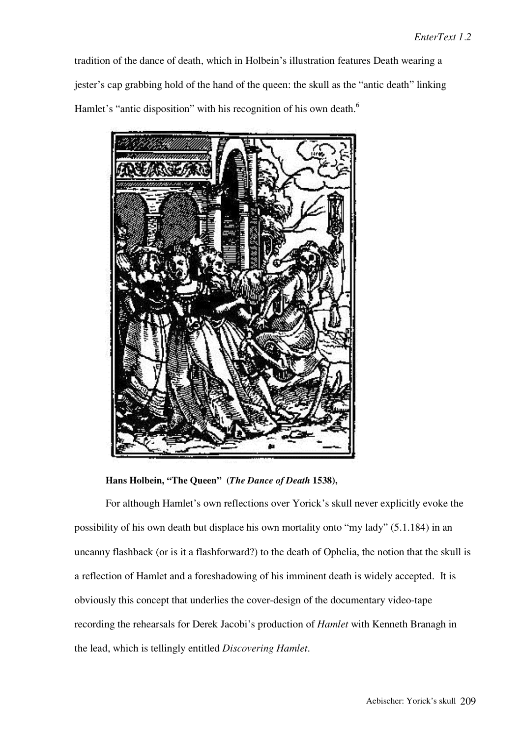tradition of the dance of death, which in Holbein's illustration features Death wearing a jester's cap grabbing hold of the hand of the queen: the skull as the "antic death" linking Hamlet's "antic disposition" with his recognition of his own death.[6]

**Hans Holbein, "The Queen" (*The Dance of Death* 1538),**

For although Hamlet's own reflections over Yorick's skull never explicitly evoke the possibility of his own death but displace his own mortality onto "my lady" (5.1.184) in an uncanny flashback (or is it a flashforward?) to the death of Ophelia, the notion that the skull is a reflection of Hamlet and a foreshadowing of his imminent death is widely accepted. It is obviously this concept that underlies the cover-design of the documentary video-tape recording the rehearsals for Derek Jacobi's production of *Hamlet* with Kenneth Branagh in the lead, which is tellingly entitled *Discovering Hamlet*.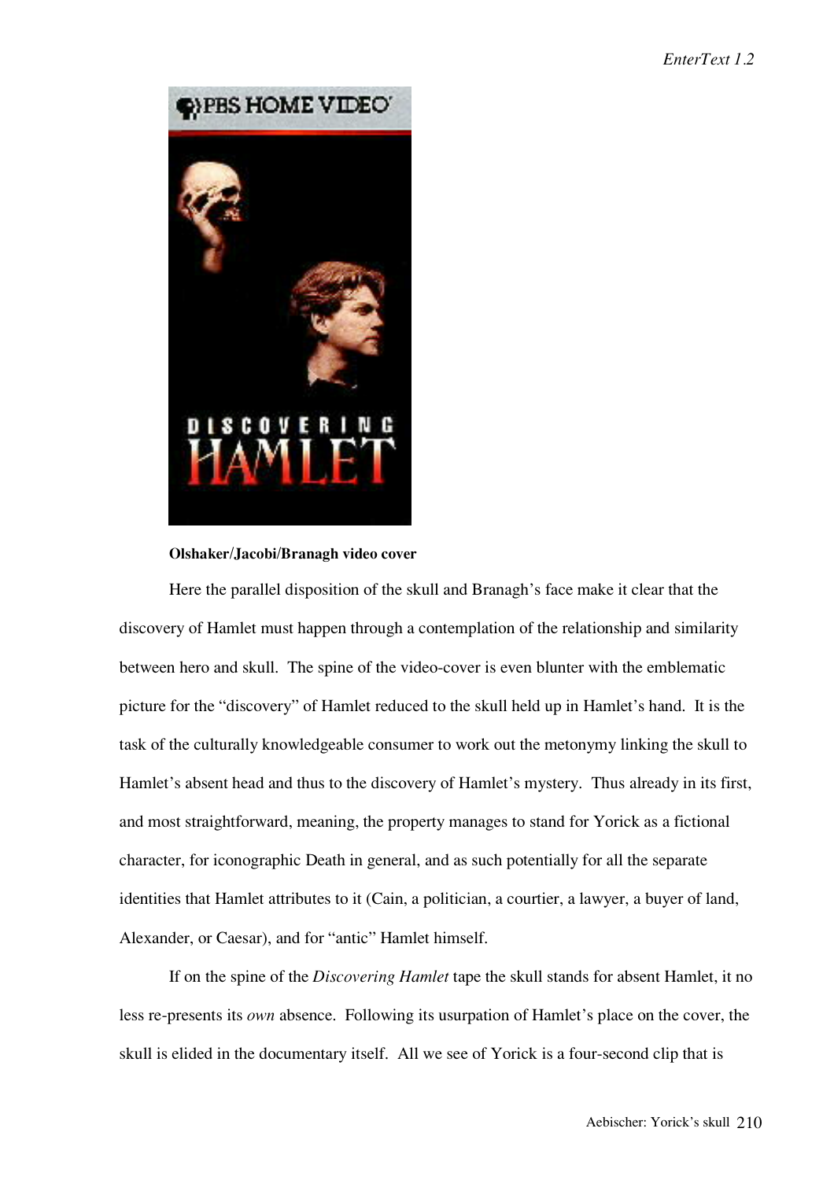**Olshaker/Jacobi/Branagh video cover**

Here the parallel disposition of the skull and Branagh's face make it clear that the discovery of Hamlet must happen through a contemplation of the relationship and similarity between hero and skull. The spine of the video-cover is even blunter with the emblematic picture for the "discovery" of Hamlet reduced to the skull held up in Hamlet's hand. It is the task of the culturally knowledgeable consumer to work out the metonymy linking the skull to Hamlet's absent head and thus to the discovery of Hamlet's mystery. Thus already in its first, and most straightforward, meaning, the property manages to stand for Yorick as a fictional character, for iconographic Death in general, and as such potentially for all the separate identities that Hamlet attributes to it (Cain, a politician, a courtier, a lawyer, a buyer of land, Alexander, or Caesar), and for "antic" Hamlet himself.

If on the spine of the *Discovering Hamlet* tape the skull stands for absent Hamlet, it no less re-presents its *own* absence. Following its usurpation of Hamlet's place on the cover, the skull is elided in the documentary itself. All we see of Yorick is a four-second clip that is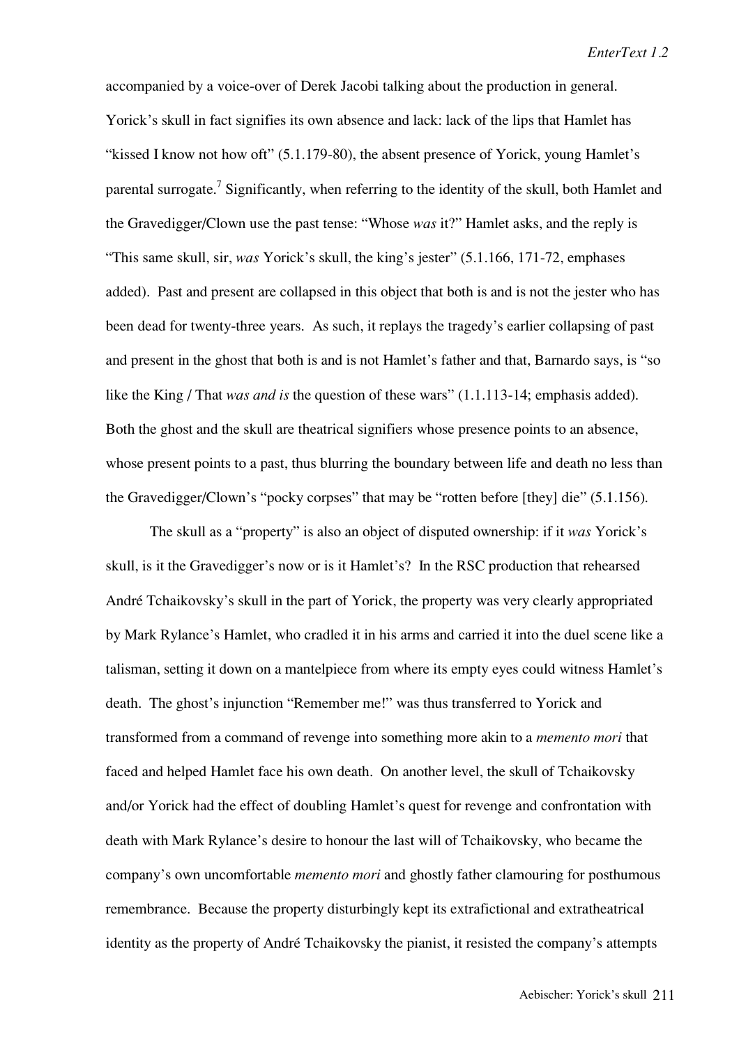accompanied by a voice-over of Derek Jacobi talking about the production in general. Yorick's skull in fact signifies its own absence and lack: lack of the lips that Hamlet has "kissed I know not how oft" (5.1.179-80), the absent presence of Yorick, young Hamlet's parental surrogate.[7] Significantly, when referring to the identity of the skull, both Hamlet and the Gravedigger/Clown use the past tense: "Whose *was* it?" Hamlet asks, and the reply is "This same skull, sir, *was* Yorick's skull, the king's jester" (5.1.166, 171-72, emphases added). Past and present are collapsed in this object that both is and is not the jester who has been dead for twenty-three years. As such, it replays the tragedy's earlier collapsing of past and present in the ghost that both is and is not Hamlet's father and that, Barnardo says, is "so like the King / That *was and is* the question of these wars" (1.1.113-14; emphasis added). Both the ghost and the skull are theatrical signifiers whose presence points to an absence, whose present points to a past, thus blurring the boundary between life and death no less than the Gravedigger/Clown's "pocky corpses" that may be "rotten before [they] die" (5.1.156).

The skull as a "property" is also an object of disputed ownership: if it *was* Yorick's skull, is it the Gravedigger's now or is it Hamlet's? In the RSC production that rehearsed André Tchaikovsky's skull in the part of Yorick, the property was very clearly appropriated by Mark Rylance's Hamlet, who cradled it in his arms and carried it into the duel scene like a talisman, setting it down on a mantelpiece from where its empty eyes could witness Hamlet's death. The ghost's injunction "Remember me!" was thus transferred to Yorick and transformed from a command of revenge into something more akin to a *memento mori* that faced and helped Hamlet face his own death. On another level, the skull of Tchaikovsky and/or Yorick had the effect of doubling Hamlet's quest for revenge and confrontation with death with Mark Rylance's desire to honour the last will of Tchaikovsky, who became the company's own uncomfortable *memento mori* and ghostly father clamouring for posthumous remembrance. Because the property disturbingly kept its extrafictional and extratheatrical identity as the property of André Tchaikovsky the pianist, it resisted the company's attempts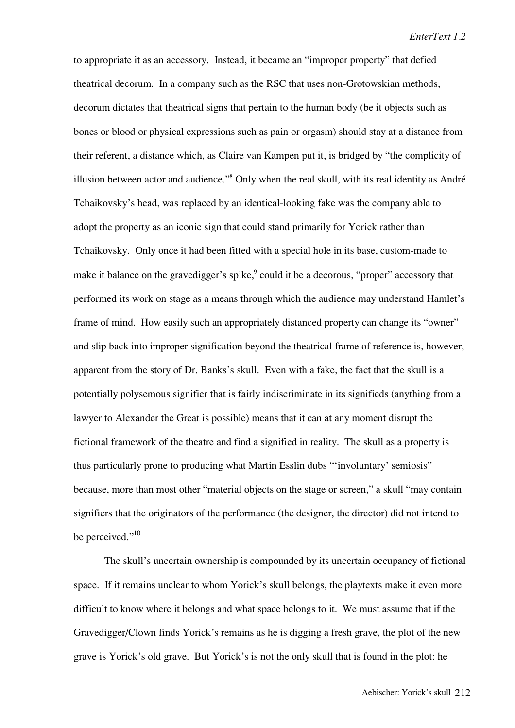to appropriate it as an accessory. Instead, it became an "improper property" that defied theatrical decorum. In a company such as the RSC that uses non-Grotowskian methods, decorum dictates that theatrical signs that pertain to the human body (be it objects such as bones or blood or physical expressions such as pain or orgasm) should stay at a distance from their referent, a distance which, as Claire van Kampen put it, is bridged by "the complicity of illusion between actor and audience."[8] Only when the real skull, with its real identity as André Tchaikovsky's head, was replaced by an identical-looking fake was the company able to adopt the property as an iconic sign that could stand primarily for Yorick rather than Tchaikovsky. Only once it had been fitted with a special hole in its base, custom-made to make it balance on the gravedigger's spike,[9] could it be a decorous, "proper" accessory that performed its work on stage as a means through which the audience may understand Hamlet's frame of mind. How easily such an appropriately distanced property can change its "owner" and slip back into improper signification beyond the theatrical frame of reference is, however, apparent from the story of Dr. Banks's skull. Even with a fake, the fact that the skull is a potentially polysemous signifier that is fairly indiscriminate in its signifieds (anything from a lawyer to Alexander the Great is possible) means that it can at any moment disrupt the fictional framework of the theatre and find a signified in reality. The skull as a property is thus particularly prone to producing what Martin Esslin dubs "'involuntary' semiosis" because, more than most other "material objects on the stage or screen," a skull "may contain signifiers that the originators of the performance (the designer, the director) did not intend to be perceived."[10]

The skull's uncertain ownership is compounded by its uncertain occupancy of fictional space. If it remains unclear to whom Yorick's skull belongs, the playtexts make it even more difficult to know where it belongs and what space belongs to it. We must assume that if the Gravedigger/Clown finds Yorick's remains as he is digging a fresh grave, the plot of the new grave is Yorick's old grave. But Yorick's is not the only skull that is found in the plot: he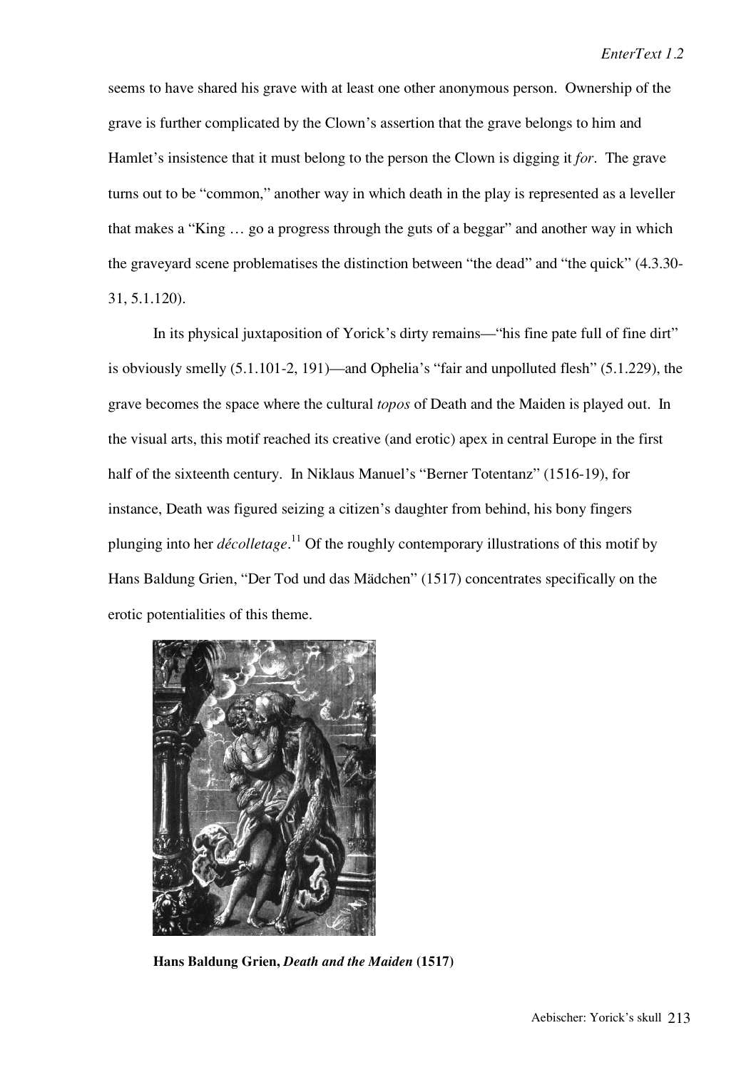seems to have shared his grave with at least one other anonymous person. Ownership of the grave is further complicated by the Clown's assertion that the grave belongs to him and Hamlet's insistence that it must belong to the person the Clown is digging it *for*. The grave turns out to be "common," another way in which death in the play is represented as a leveller that makes a "King … go a progress through the guts of a beggar" and another way in which the graveyard scene problematises the distinction between "the dead" and "the quick" (4.3.30-31, 5.1.120).

In its physical juxtaposition of Yorick's dirty remains—"his fine pate full of fine dirt" is obviously smelly (5.1.101-2, 191)—and Ophelia's "fair and unpolluted flesh" (5.1.229), the grave becomes the space where the cultural *topos* of Death and the Maiden is played out. In the visual arts, this motif reached its creative (and erotic) apex in central Europe in the first half of the sixteenth century. In Niklaus Manuel's "Berner Totentanz" (1516-19), for instance, Death was figured seizing a citizen's daughter from behind, his bony fingers plunging into her *décolletage*.[11] Of the roughly contemporary illustrations of this motif by Hans Baldung Grien, "Der Tod und das Mädchen" (1517) concentrates specifically on the erotic potentialities of this theme.

**Hans Baldung Grien, *Death and the Maiden* (1517)**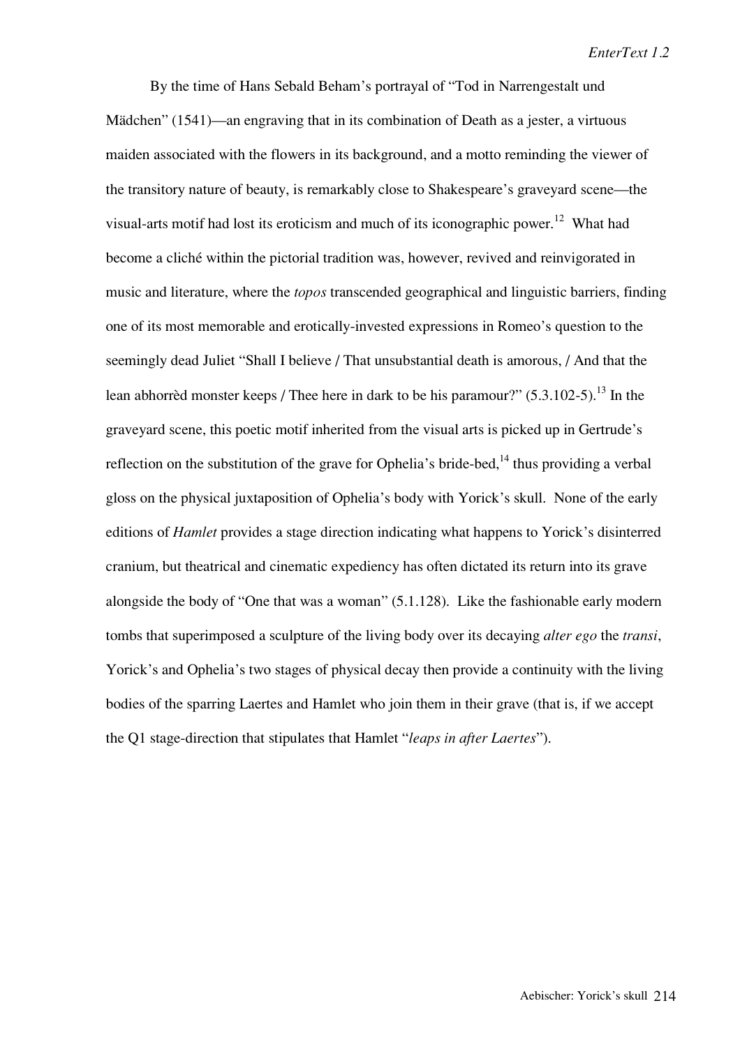By the time of Hans Sebald Beham's portrayal of "Tod in Narrengestalt und Mädchen" (1541)—an engraving that in its combination of Death as a jester, a virtuous maiden associated with the flowers in its background, and a motto reminding the viewer of the transitory nature of beauty, is remarkably close to Shakespeare's graveyard scene—the visual-arts motif had lost its eroticism and much of its iconographic power.[12] What had become a cliché within the pictorial tradition was, however, revived and reinvigorated in music and literature, where the *topos* transcended geographical and linguistic barriers, finding one of its most memorable and erotically-invested expressions in Romeo's question to the seemingly dead Juliet "Shall I believe / That unsubstantial death is amorous, / And that the lean abhorrèd monster keeps / Thee here in dark to be his paramour?" (5.3.102-5).[13] In the graveyard scene, this poetic motif inherited from the visual arts is picked up in Gertrude's reflection on the substitution of the grave for Ophelia's bride-bed,[14] thus providing a verbal gloss on the physical juxtaposition of Ophelia's body with Yorick's skull. None of the early editions of *Hamlet* provides a stage direction indicating what happens to Yorick's disinterred cranium, but theatrical and cinematic expediency has often dictated its return into its grave alongside the body of "One that was a woman" (5.1.128). Like the fashionable early modern tombs that superimposed a sculpture of the living body over its decaying *alter ego* the *transi*, Yorick's and Ophelia's two stages of physical decay then provide a continuity with the living bodies of the sparring Laertes and Hamlet who join them in their grave (that is, if we accept the Q1 stage-direction that stipulates that Hamlet "*leaps in after Laertes*").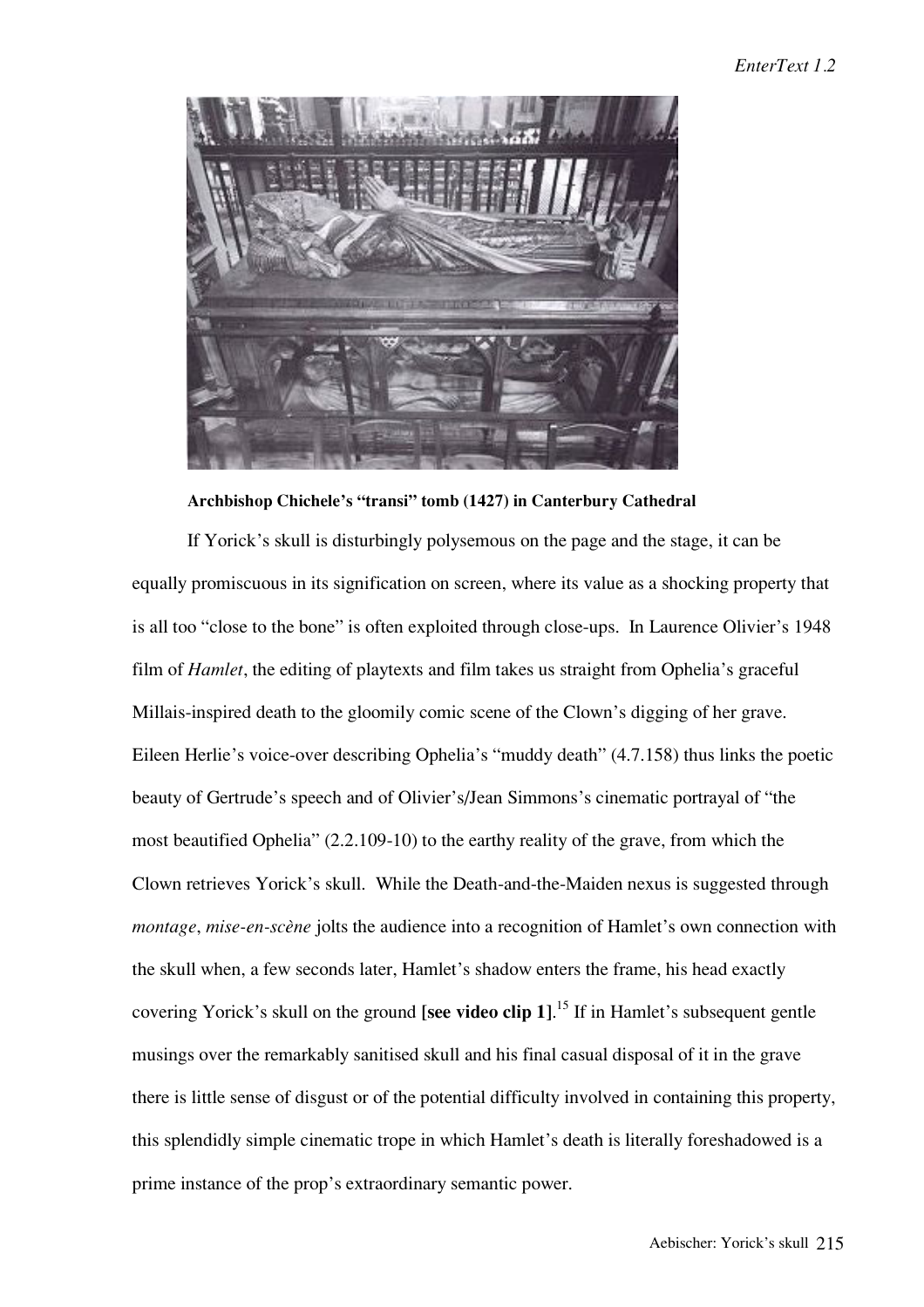**Archbishop Chichele's "transi" tomb (1427) in Canterbury Cathedral**

If Yorick's skull is disturbingly polysemous on the page and the stage, it can be equally promiscuous in its signification on screen, where its value as a shocking property that is all too "close to the bone" is often exploited through close-ups. In Laurence Olivier's 1948 film of *Hamlet*, the editing of playtexts and film takes us straight from Ophelia's graceful Millais-inspired death to the gloomily comic scene of the Clown's digging of her grave. Eileen Herlie's voice-over describing Ophelia's "muddy death" (4.7.158) thus links the poetic beauty of Gertrude's speech and of Olivier's/Jean Simmons's cinematic portrayal of "the most beautified Ophelia" (2.2.109-10) to the earthy reality of the grave, from which the Clown retrieves Yorick's skull. While the Death-and-the-Maiden nexus is suggested through *montage*, *mise-en-scène* jolts the audience into a recognition of Hamlet's own connection with the skull when, a few seconds later, Hamlet's shadow enters the frame, his head exactly covering Yorick's skull on the ground **[see video clip 1]**.[15] If in Hamlet's subsequent gentle musings over the remarkably sanitised skull and his final casual disposal of it in the grave there is little sense of disgust or of the potential difficulty involved in containing this property, this splendidly simple cinematic trope in which Hamlet's death is literally foreshadowed is a prime instance of the prop's extraordinary semantic power.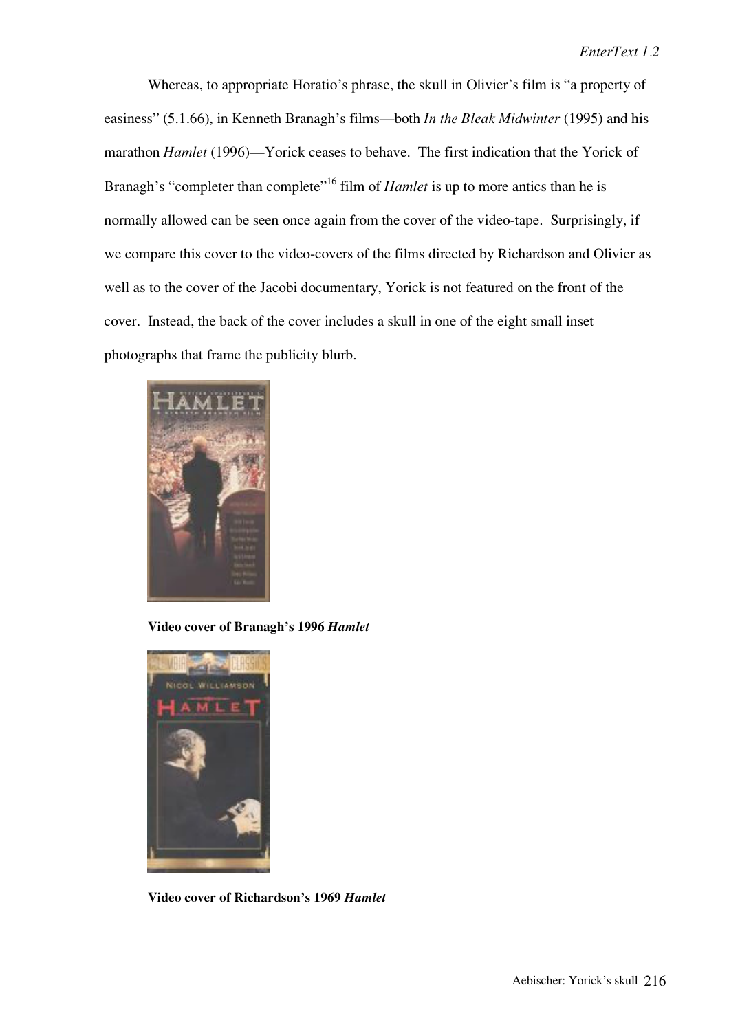Whereas, to appropriate Horatio's phrase, the skull in Olivier's film is "a property of easiness" (5.1.66), in Kenneth Branagh's films—both *In the Bleak Midwinter* (1995) and his marathon *Hamlet* (1996)—Yorick ceases to behave. The first indication that the Yorick of Branagh's "completer than complete"[16] film of *Hamlet* is up to more antics than he is normally allowed can be seen once again from the cover of the video-tape. Surprisingly, if we compare this cover to the video-covers of the films directed by Richardson and Olivier as well as to the cover of the Jacobi documentary, Yorick is not featured on the front of the cover. Instead, the back of the cover includes a skull in one of the eight small inset photographs that frame the publicity blurb.

**Video cover of Branagh's 1996 *Hamlet***

**Video cover of Richardson's 1969 *Hamlet***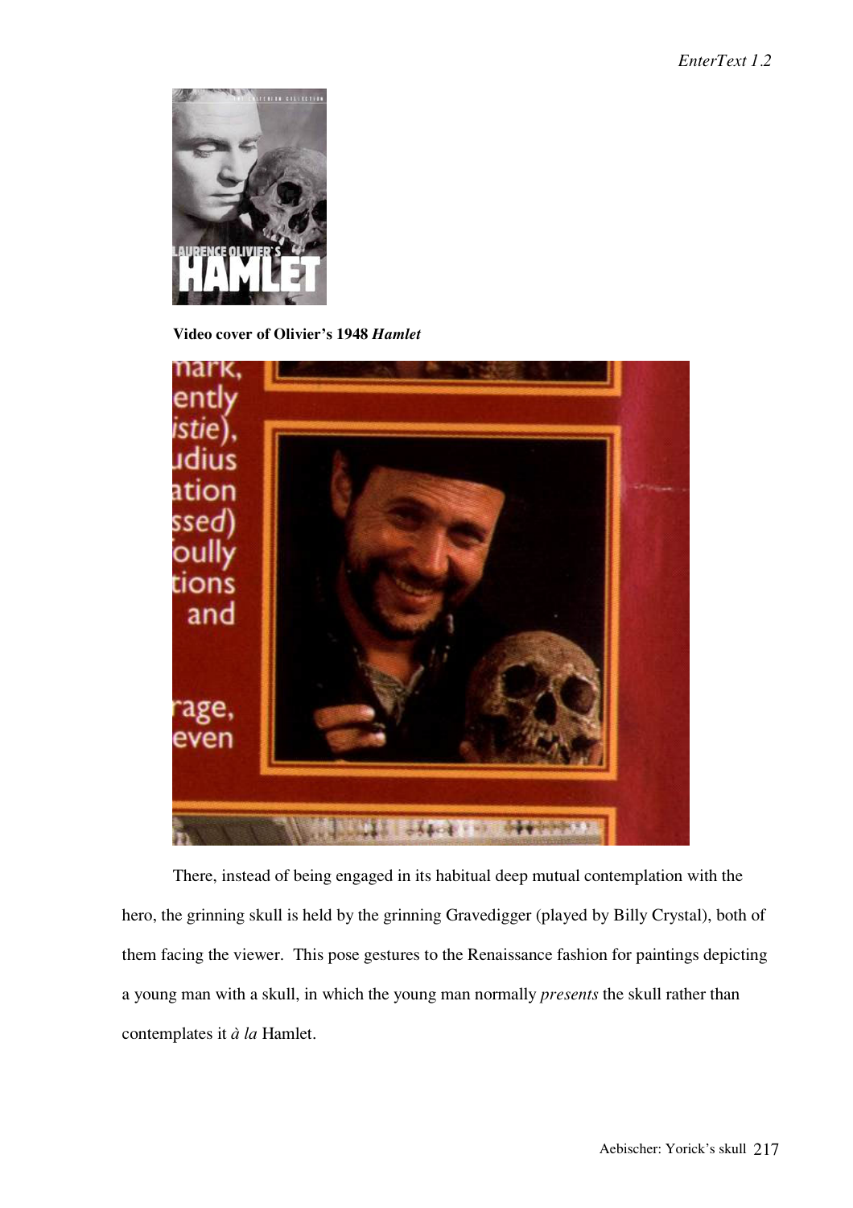**Video cover of Olivier's 1948 *Hamlet***

There, instead of being engaged in its habitual deep mutual contemplation with the hero, the grinning skull is held by the grinning Gravedigger (played by Billy Crystal), both of them facing the viewer. This pose gestures to the Renaissance fashion for paintings depicting a young man with a skull, in which the young man normally *presents* the skull rather than contemplates it *à la* Hamlet.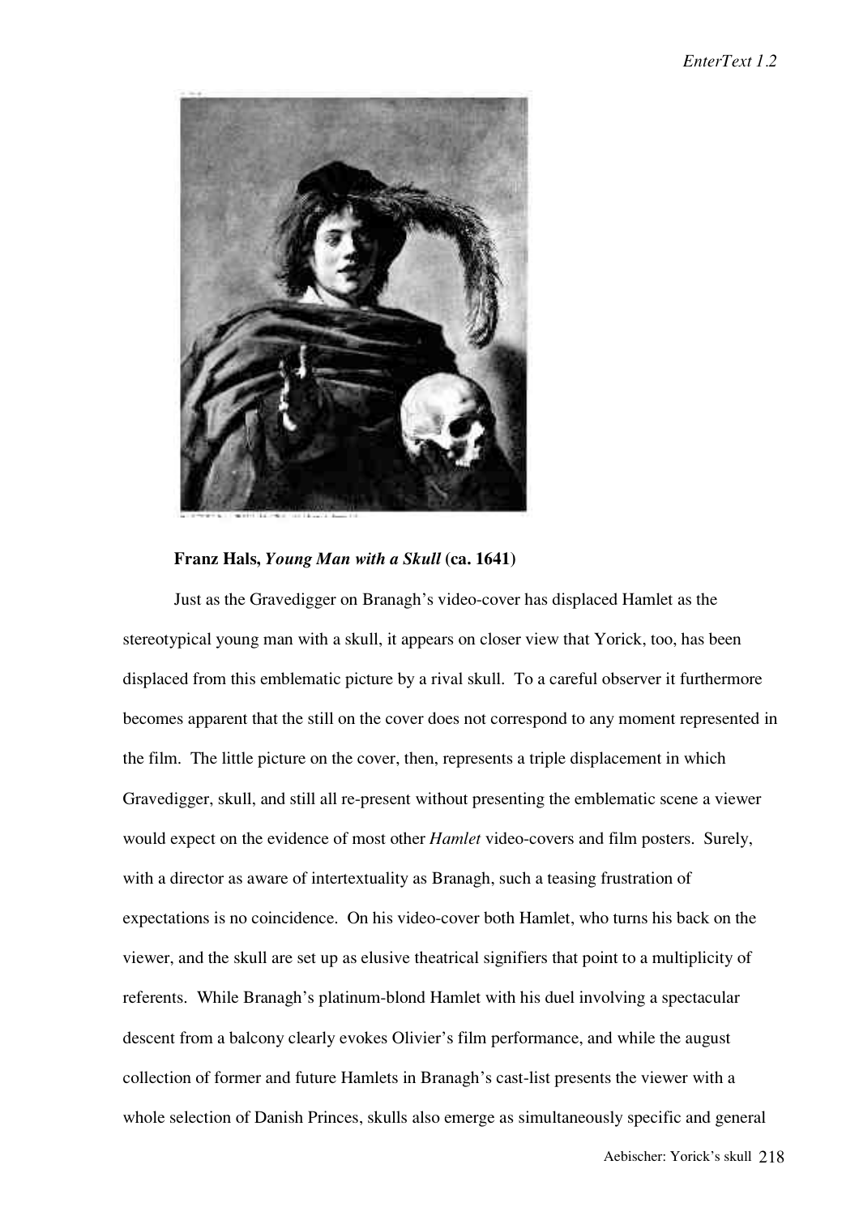**Franz Hals, *Young Man with a Skull* (ca. 1641)**

Just as the Gravedigger on Branagh's video-cover has displaced Hamlet as the stereotypical young man with a skull, it appears on closer view that Yorick, too, has been displaced from this emblematic picture by a rival skull. To a careful observer it furthermore becomes apparent that the still on the cover does not correspond to any moment represented in the film. The little picture on the cover, then, represents a triple displacement in which Gravedigger, skull, and still all re-present without presenting the emblematic scene a viewer would expect on the evidence of most other *Hamlet* video-covers and film posters. Surely, with a director as aware of intertextuality as Branagh, such a teasing frustration of expectations is no coincidence. On his video-cover both Hamlet, who turns his back on the viewer, and the skull are set up as elusive theatrical signifiers that point to a multiplicity of referents. While Branagh's platinum-blond Hamlet with his duel involving a spectacular descent from a balcony clearly evokes Olivier's film performance, and while the august collection of former and future Hamlets in Branagh's cast-list presents the viewer with a whole selection of Danish Princes, skulls also emerge as simultaneously specific and general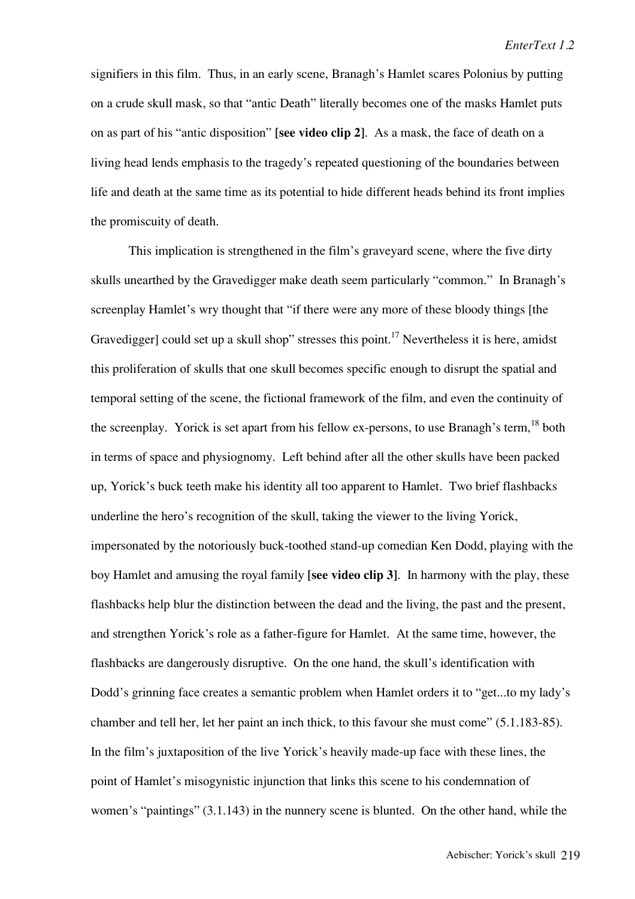signifiers in this film. Thus, in an early scene, Branagh's Hamlet scares Polonius by putting on a crude skull mask, so that "antic Death" literally becomes one of the masks Hamlet puts on as part of his "antic disposition" **[see video clip 2]**. As a mask, the face of death on a living head lends emphasis to the tragedy's repeated questioning of the boundaries between life and death at the same time as its potential to hide different heads behind its front implies the promiscuity of death.

This implication is strengthened in the film's graveyard scene, where the five dirty skulls unearthed by the Gravedigger make death seem particularly "common." In Branagh's screenplay Hamlet's wry thought that "if there were any more of these bloody things [the Gravedigger] could set up a skull shop" stresses this point.[17] Nevertheless it is here, amidst this proliferation of skulls that one skull becomes specific enough to disrupt the spatial and temporal setting of the scene, the fictional framework of the film, and even the continuity of the screenplay. Yorick is set apart from his fellow ex-persons, to use Branagh's term,[18] both in terms of space and physiognomy. Left behind after all the other skulls have been packed up, Yorick's buck teeth make his identity all too apparent to Hamlet. Two brief flashbacks underline the hero's recognition of the skull, taking the viewer to the living Yorick, impersonated by the notoriously buck-toothed stand-up comedian Ken Dodd, playing with the boy Hamlet and amusing the royal family **[see video clip 3]**. In harmony with the play, these flashbacks help blur the distinction between the dead and the living, the past and the present, and strengthen Yorick's role as a father-figure for Hamlet. At the same time, however, the flashbacks are dangerously disruptive. On the one hand, the skull's identification with Dodd's grinning face creates a semantic problem when Hamlet orders it to "get...to my lady's chamber and tell her, let her paint an inch thick, to this favour she must come" (5.1.183-85). In the film's juxtaposition of the live Yorick's heavily made-up face with these lines, the point of Hamlet's misogynistic injunction that links this scene to his condemnation of women's "paintings" (3.1.143) in the nunnery scene is blunted. On the other hand, while the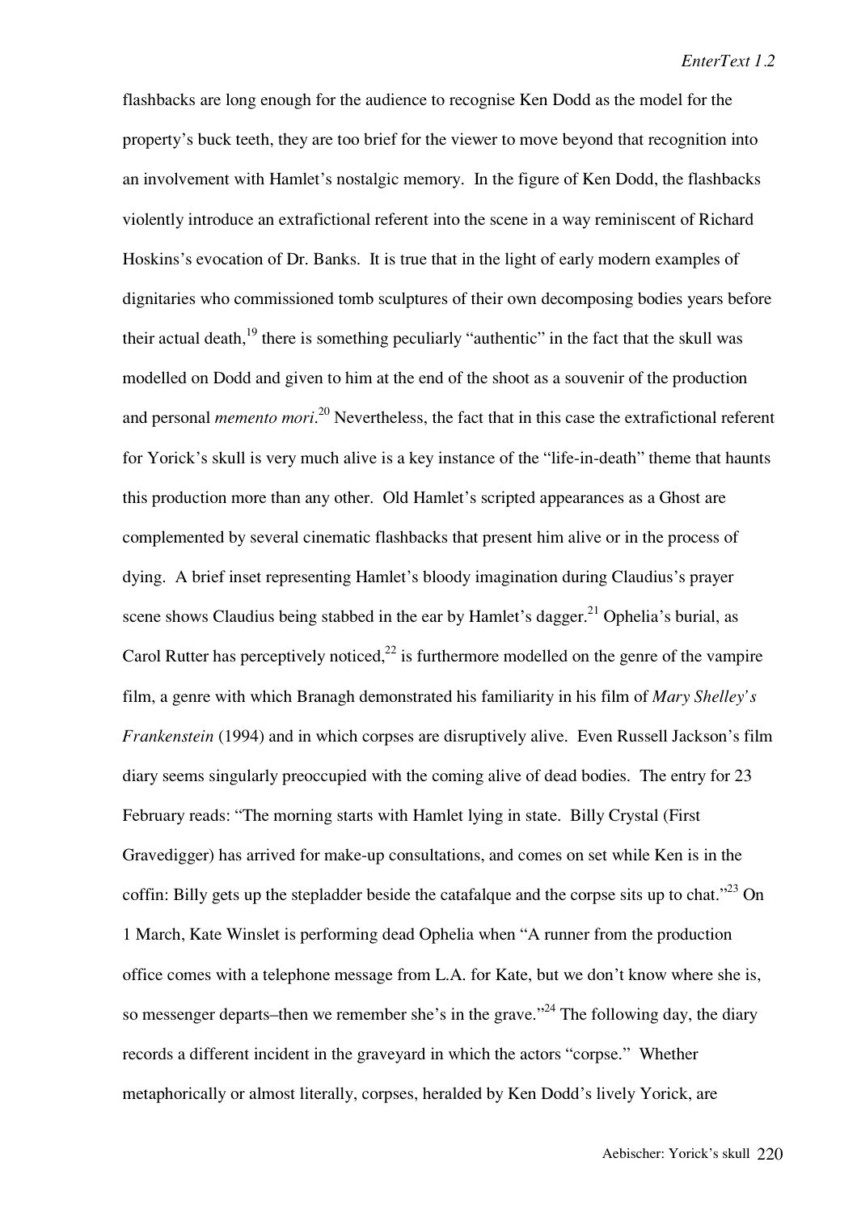flashbacks are long enough for the audience to recognise Ken Dodd as the model for the property's buck teeth, they are too brief for the viewer to move beyond that recognition into an involvement with Hamlet's nostalgic memory. In the figure of Ken Dodd, the flashbacks violently introduce an extrafictional referent into the scene in a way reminiscent of Richard Hoskins's evocation of Dr. Banks. It is true that in the light of early modern examples of dignitaries who commissioned tomb sculptures of their own decomposing bodies years before their actual death,[19] there is something peculiarly "authentic" in the fact that the skull was modelled on Dodd and given to him at the end of the shoot as a souvenir of the production and personal *memento mori*.[20] Nevertheless, the fact that in this case the extrafictional referent for Yorick's skull is very much alive is a key instance of the "life-in-death" theme that haunts this production more than any other. Old Hamlet's scripted appearances as a Ghost are complemented by several cinematic flashbacks that present him alive or in the process of dying. A brief inset representing Hamlet's bloody imagination during Claudius's prayer scene shows Claudius being stabbed in the ear by Hamlet's dagger.[21] Ophelia's burial, as Carol Rutter has perceptively noticed,[22] is furthermore modelled on the genre of the vampire film, a genre with which Branagh demonstrated his familiarity in his film of *Mary Shelley's Frankenstein* (1994) and in which corpses are disruptively alive. Even Russell Jackson's film diary seems singularly preoccupied with the coming alive of dead bodies. The entry for 23 February reads: "The morning starts with Hamlet lying in state. Billy Crystal (First Gravedigger) has arrived for make-up consultations, and comes on set while Ken is in the coffin: Billy gets up the stepladder beside the catafalque and the corpse sits up to chat."[23] On 1 March, Kate Winslet is performing dead Ophelia when "A runner from the production office comes with a telephone message from L.A. for Kate, but we don't know where she is, so messenger departs–then we remember she's in the grave."[24] The following day, the diary records a different incident in the graveyard in which the actors "corpse." Whether metaphorically or almost literally, corpses, heralded by Ken Dodd's lively Yorick, are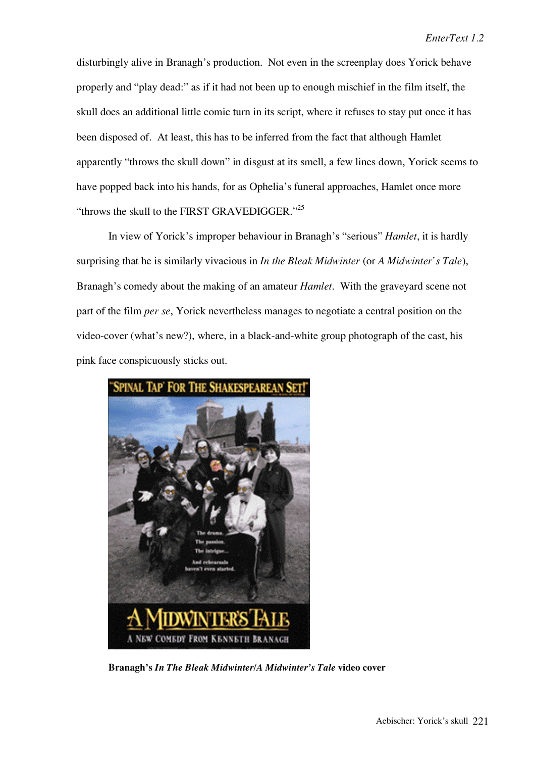disturbingly alive in Branagh's production. Not even in the screenplay does Yorick behave properly and "play dead:" as if it had not been up to enough mischief in the film itself, the skull does an additional little comic turn in its script, where it refuses to stay put once it has been disposed of. At least, this has to be inferred from the fact that although Hamlet apparently "throws the skull down" in disgust at its smell, a few lines down, Yorick seems to have popped back into his hands, for as Ophelia's funeral approaches, Hamlet once more "throws the skull to the FIRST GRAVEDIGGER."[25]

In view of Yorick's improper behaviour in Branagh's "serious" *Hamlet*, it is hardly surprising that he is similarly vivacious in *In the Bleak Midwinter* (or *A Midwinter's Tale*), Branagh's comedy about the making of an amateur *Hamlet*. With the graveyard scene not part of the film *per se*, Yorick nevertheless manages to negotiate a central position on the video-cover (what's new?), where, in a black-and-white group photograph of the cast, his pink face conspicuously sticks out.

**Branagh's *In The Bleak Midwinter/A Midwinter's Tale* video cover**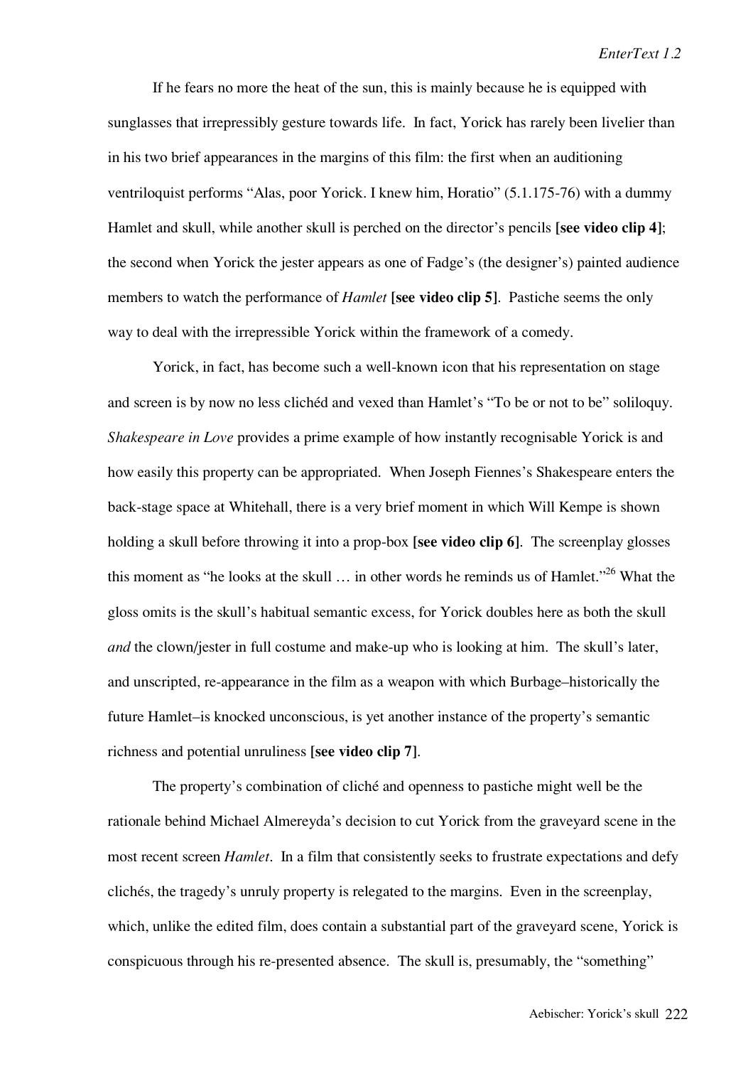If he fears no more the heat of the sun, this is mainly because he is equipped with sunglasses that irrepressibly gesture towards life. In fact, Yorick has rarely been livelier than in his two brief appearances in the margins of this film: the first when an auditioning ventriloquist performs "Alas, poor Yorick. I knew him, Horatio" (5.1.175-76) with a dummy Hamlet and skull, while another skull is perched on the director's pencils **[see video clip 4]**; the second when Yorick the jester appears as one of Fadge's (the designer's) painted audience members to watch the performance of *Hamlet* **[see video clip 5]**. Pastiche seems the only way to deal with the irrepressible Yorick within the framework of a comedy.

Yorick, in fact, has become such a well-known icon that his representation on stage and screen is by now no less clichéd and vexed than Hamlet's "To be or not to be" soliloquy. *Shakespeare in Love* provides a prime example of how instantly recognisable Yorick is and how easily this property can be appropriated. When Joseph Fiennes's Shakespeare enters the back-stage space at Whitehall, there is a very brief moment in which Will Kempe is shown holding a skull before throwing it into a prop-box **[see video clip 6]**. The screenplay glosses this moment as "he looks at the skull … in other words he reminds us of Hamlet."[26] What the gloss omits is the skull's habitual semantic excess, for Yorick doubles here as both the skull *and* the clown/jester in full costume and make-up who is looking at him. The skull's later, and unscripted, re-appearance in the film as a weapon with which Burbage–historically the future Hamlet–is knocked unconscious, is yet another instance of the property's semantic richness and potential unruliness **[see video clip 7]**.

The property's combination of cliché and openness to pastiche might well be the rationale behind Michael Almereyda's decision to cut Yorick from the graveyard scene in the most recent screen *Hamlet*. In a film that consistently seeks to frustrate expectations and defy clichés, the tragedy's unruly property is relegated to the margins. Even in the screenplay, which, unlike the edited film, does contain a substantial part of the graveyard scene, Yorick is conspicuous through his re-presented absence. The skull is, presumably, the "something"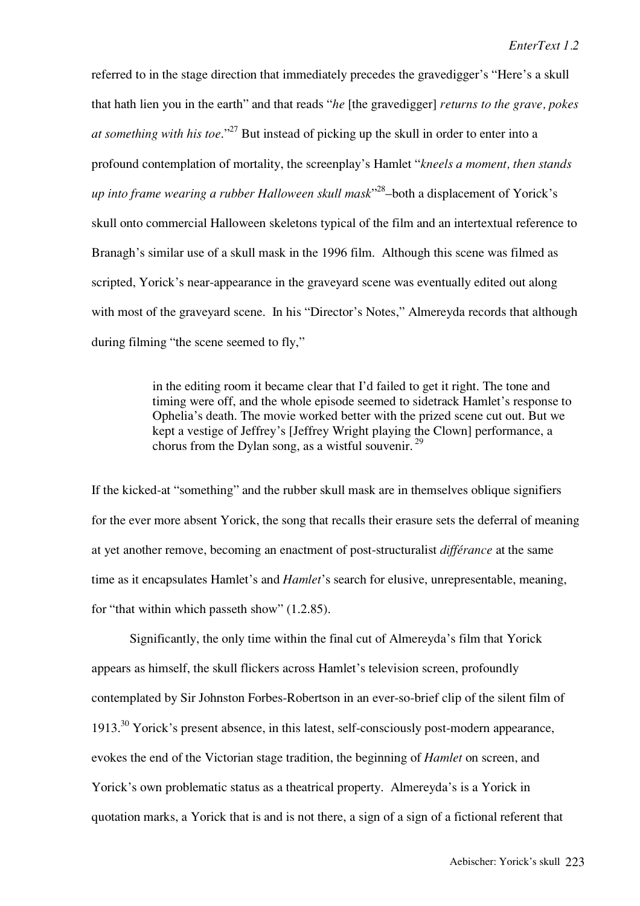referred to in the stage direction that immediately precedes the gravedigger's "Here's a skull that hath lien you in the earth" and that reads "*he* [the gravedigger] *returns to the grave, pokes at something with his toe*."[27] But instead of picking up the skull in order to enter into a profound contemplation of mortality, the screenplay's Hamlet "*kneels a moment, then stands up into frame wearing a rubber Halloween skull mask*"[28]–both a displacement of Yorick's skull onto commercial Halloween skeletons typical of the film and an intertextual reference to Branagh's similar use of a skull mask in the 1996 film. Although this scene was filmed as scripted, Yorick's near-appearance in the graveyard scene was eventually edited out along with most of the graveyard scene. In his "Director's Notes," Almereyda records that although during filming "the scene seemed to fly,"

> in the editing room it became clear that I'd failed to get it right. The tone and timing were off, and the whole episode seemed to sidetrack Hamlet's response to Ophelia's death. The movie worked better with the prized scene cut out. But we kept a vestige of Jeffrey's [Jeffrey Wright playing the Clown] performance, a chorus from the Dylan song, as a wistful souvenir.[29]

If the kicked-at "something" and the rubber skull mask are in themselves oblique signifiers for the ever more absent Yorick, the song that recalls their erasure sets the deferral of meaning at yet another remove, becoming an enactment of post-structuralist *différance* at the same time as it encapsulates Hamlet's and *Hamlet*'s search for elusive, unrepresentable, meaning, for "that within which passeth show" (1.2.85).

Significantly, the only time within the final cut of Almereyda's film that Yorick appears as himself, the skull flickers across Hamlet's television screen, profoundly contemplated by Sir Johnston Forbes-Robertson in an ever-so-brief clip of the silent film of 1913.[30] Yorick's present absence, in this latest, self-consciously post-modern appearance, evokes the end of the Victorian stage tradition, the beginning of *Hamlet* on screen, and Yorick's own problematic status as a theatrical property. Almereyda's is a Yorick in quotation marks, a Yorick that is and is not there, a sign of a sign of a fictional referent that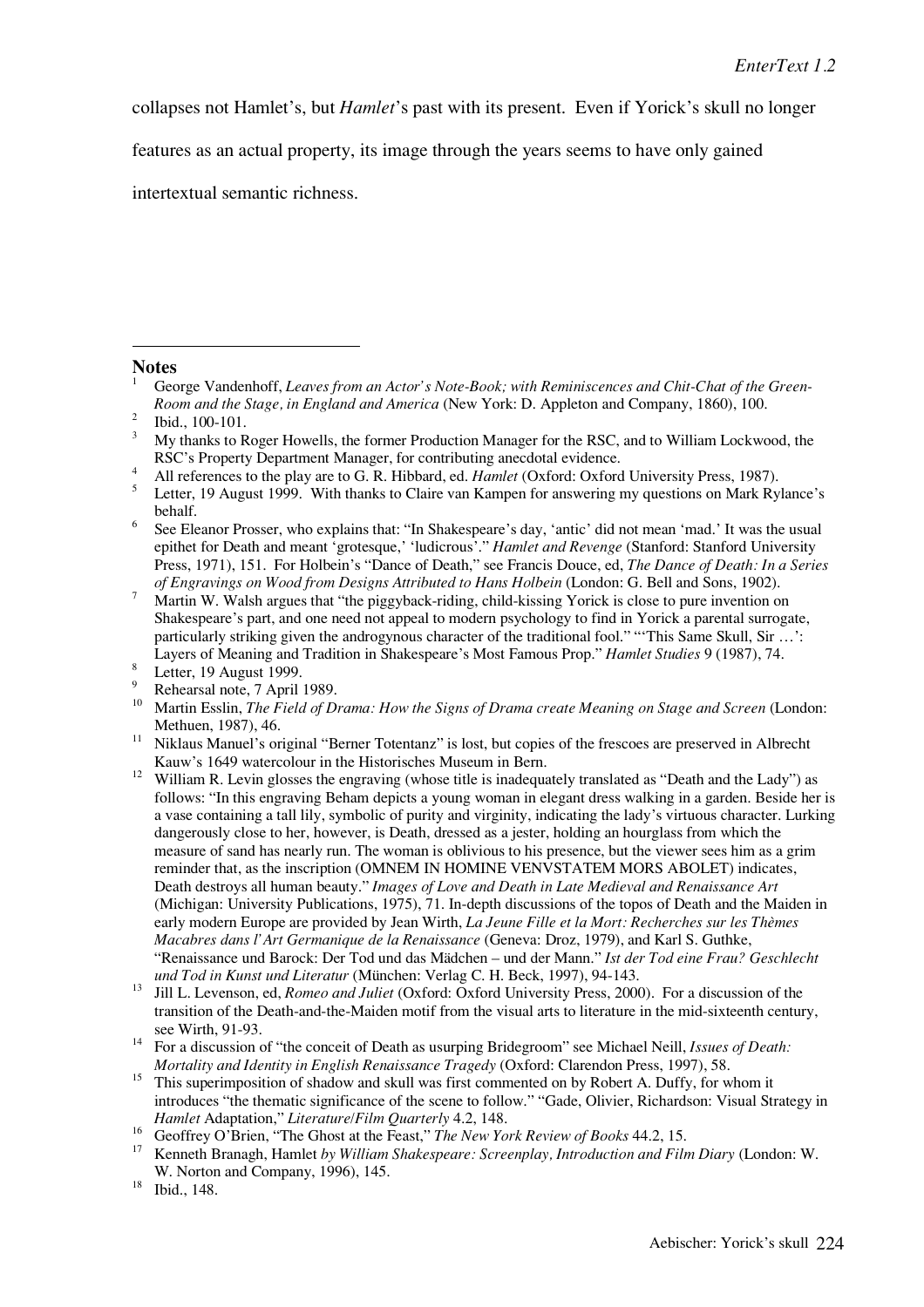collapses not Hamlet's, but *Hamlet*'s past with its present. Even if Yorick's skull no longer features as an actual property, its image through the years seems to have only gained intertextual semantic richness.

## Notes

1. George Vandenhoff, *Leaves from an Actor's Note-Book; with Reminiscences and Chit-Chat of the Green-Room and the Stage, in England and America* (New York: D. Appleton and Company, 1860), 100.
2. Ibid., 100-101.
3. My thanks to Roger Howells, the former Production Manager for the RSC, and to William Lockwood, the RSC's Property Department Manager, for contributing anecdotal evidence.
4. All references to the play are to G. R. Hibbard, ed. *Hamlet* (Oxford: Oxford University Press, 1987).
5. Letter, 19 August 1999. With thanks to Claire van Kampen for answering my questions on Mark Rylance's behalf.
6. See Eleanor Prosser, who explains that: "In Shakespeare's day, 'antic' did not mean 'mad.' It was the usual epithet for Death and meant 'grotesque,' 'ludicrous'." *Hamlet and Revenge* (Stanford: Stanford University Press, 1971), 151. For Holbein's "Dance of Death," see Francis Douce, ed, *The Dance of Death: In a Series of Engravings on Wood from Designs Attributed to Hans Holbein* (London: G. Bell and Sons, 1902).
7. Martin W. Walsh argues that "the piggyback-riding, child-kissing Yorick is close to pure invention on Shakespeare's part, and one need not appeal to modern psychology to find in Yorick a parental surrogate, particularly striking given the androgynous character of the traditional fool." "'This Same Skull, Sir …': Layers of Meaning and Tradition in Shakespeare's Most Famous Prop." *Hamlet Studies* 9 (1987), 74.
8. Letter, 19 August 1999.
9. Rehearsal note, 7 April 1989.
10. Martin Esslin, *The Field of Drama: How the Signs of Drama create Meaning on Stage and Screen* (London: Methuen, 1987), 46.
11. Niklaus Manuel's original "Berner Totentanz" is lost, but copies of the frescoes are preserved in Albrecht Kauw's 1649 watercolour in the Historisches Museum in Bern.
12. William R. Levin glosses the engraving (whose title is inadequately translated as "Death and the Lady") as follows: "In this engraving Beham depicts a young woman in elegant dress walking in a garden. Beside her is a vase containing a tall lily, symbolic of purity and virginity, indicating the lady's virtuous character. Lurking dangerously close to her, however, is Death, dressed as a jester, holding an hourglass from which the measure of sand has nearly run. The woman is oblivious to his presence, but the viewer sees him as a grim reminder that, as the inscription (OMNEM IN HOMINE VENVSTATEM MORS ABOLET) indicates, Death destroys all human beauty." *Images of Love and Death in Late Medieval and Renaissance Art* (Michigan: University Publications, 1975), 71. In-depth discussions of the topos of Death and the Maiden in early modern Europe are provided by Jean Wirth, *La Jeune Fille et la Mort: Recherches sur les Thèmes Macabres dans l'Art Germanique de la Renaissance* (Geneva: Droz, 1979), and Karl S. Guthke, "Renaissance und Barock: Der Tod und das Mädchen – und der Mann." *Ist der Tod eine Frau? Geschlecht und Tod in Kunst und Literatur* (München: Verlag C. H. Beck, 1997), 94-143.
13. Jill L. Levenson, ed, *Romeo and Juliet* (Oxford: Oxford University Press, 2000). For a discussion of the transition of the Death-and-the-Maiden motif from the visual arts to literature in the mid-sixteenth century, see Wirth, 91-93.
14. For a discussion of "the conceit of Death as usurping Bridegroom" see Michael Neill, *Issues of Death: Mortality and Identity in English Renaissance Tragedy* (Oxford: Clarendon Press, 1997), 58.
15. This superimposition of shadow and skull was first commented on by Robert A. Duffy, for whom it introduces "the thematic significance of the scene to follow." "Gade, Olivier, Richardson: Visual Strategy in *Hamlet* Adaptation," *Literature/Film Quarterly* 4.2, 148.
16. Geoffrey O'Brien, "The Ghost at the Feast," *The New York Review of Books* 44.2, 15.
17. Kenneth Branagh, Hamlet *by William Shakespeare: Screenplay, Introduction and Film Diary* (London: W. W. Norton and Company, 1996), 145.
18. Ibid., 148.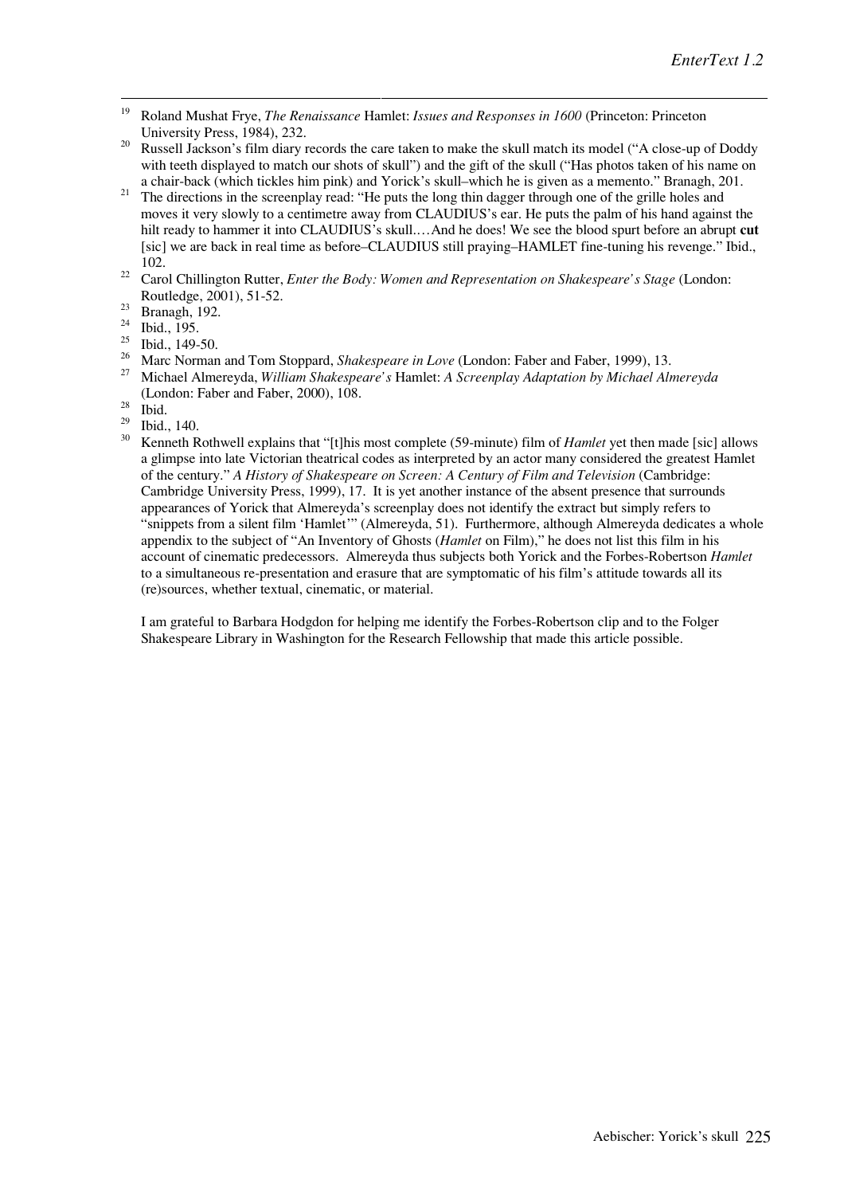[19] Roland Mushat Frye, *The Renaissance* Hamlet: *Issues and Responses in 1600* (Princeton: Princeton University Press, 1984), 232.

[20] Russell Jackson's film diary records the care taken to make the skull match its model ("A close-up of Doddy with teeth displayed to match our shots of skull") and the gift of the skull ("Has photos taken of his name on a chair-back (which tickles him pink) and Yorick's skull–which he is given as a memento." Branagh, 201.

[21] The directions in the screenplay read: "He puts the long thin dagger through one of the grille holes and moves it very slowly to a centimetre away from CLAUDIUS's ear. He puts the palm of his hand against the hilt ready to hammer it into CLAUDIUS's skull.…And he does! We see the blood spurt before an abrupt **cut** [sic] we are back in real time as before–CLAUDIUS still praying–HAMLET fine-tuning his revenge." Ibid., 102.

[22] Carol Chillington Rutter, *Enter the Body: Women and Representation on Shakespeare's Stage* (London: Routledge, 2001), 51-52.

[23] Branagh, 192.

[24] Ibid., 195.

[25] Ibid., 149-50.

[26] Marc Norman and Tom Stoppard, *Shakespeare in Love* (London: Faber and Faber, 1999), 13.

[27] Michael Almereyda, *William Shakespeare's* Hamlet: *A Screenplay Adaptation by Michael Almereyda* (London: Faber and Faber, 2000), 108.

[28] Ibid.

[29] Ibid., 140.

[30] Kenneth Rothwell explains that "[t]his most complete (59-minute) film of *Hamlet* yet then made [sic] allows a glimpse into late Victorian theatrical codes as interpreted by an actor many considered the greatest Hamlet of the century." *A History of Shakespeare on Screen: A Century of Film and Television* (Cambridge: Cambridge University Press, 1999), 17. It is yet another instance of the absent presence that surrounds appearances of Yorick that Almereyda's screenplay does not identify the extract but simply refers to "snippets from a silent film 'Hamlet'" (Almereyda, 51). Furthermore, although Almereyda dedicates a whole appendix to the subject of "An Inventory of Ghosts (*Hamlet* on Film)," he does not list this film in his account of cinematic predecessors. Almereyda thus subjects both Yorick and the Forbes-Robertson *Hamlet* to a simultaneous re-presentation and erasure that are symptomatic of his film's attitude towards all its (re)sources, whether textual, cinematic, or material.

I am grateful to Barbara Hodgdon for helping me identify the Forbes-Robertson clip and to the Folger Shakespeare Library in Washington for the Research Fellowship that made this article possible.